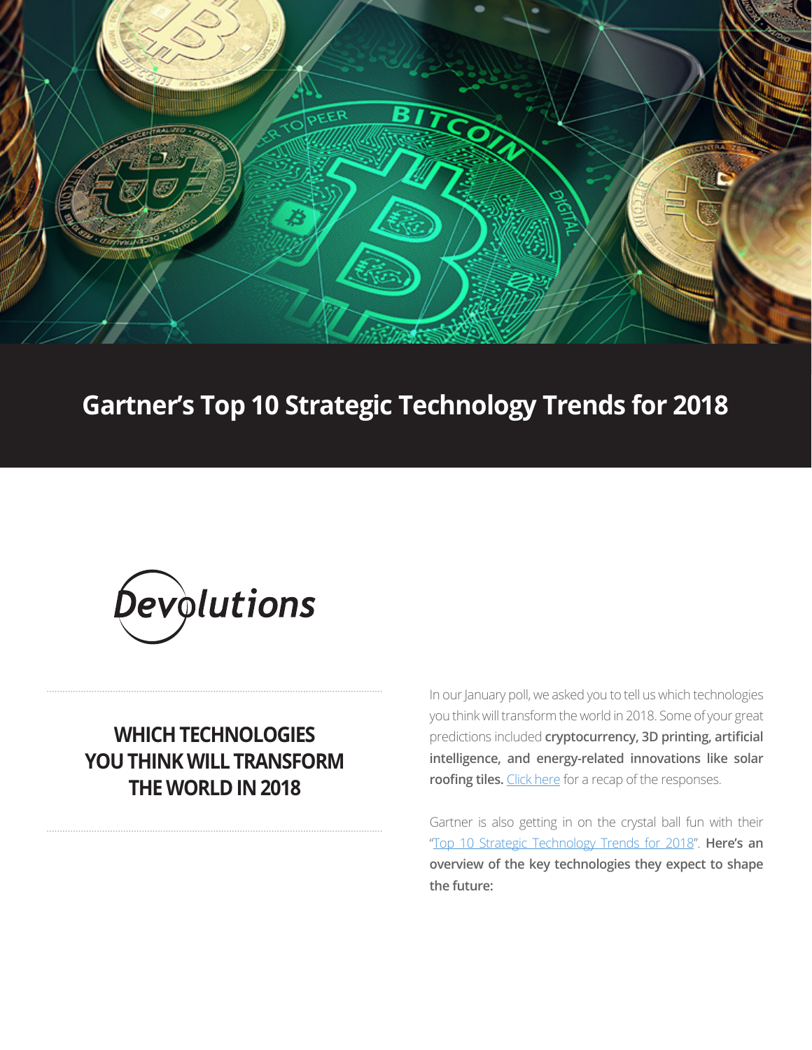# Gartner's Top 10 Strategic Technology Trends for 2018

Devolutions

## WHICH TECHNOLOGIES YOU THINK WILL TRANSFORM THE WORLD IN 2018

In our January poll, we asked you to tell us which technologies you think will transform the world in 2018. Some of your great predictions included **cryptocurrency, 3D printing, artificial intelligence, and energy-related innovations like solar roofing tiles.** Click here for a recap of the responses.

Gartner is also getting in on the crystal ball fun with their "Top 10 Strategic Technology Trends for 2018". **Here's an overview of the key technologies they expect to shape the future:**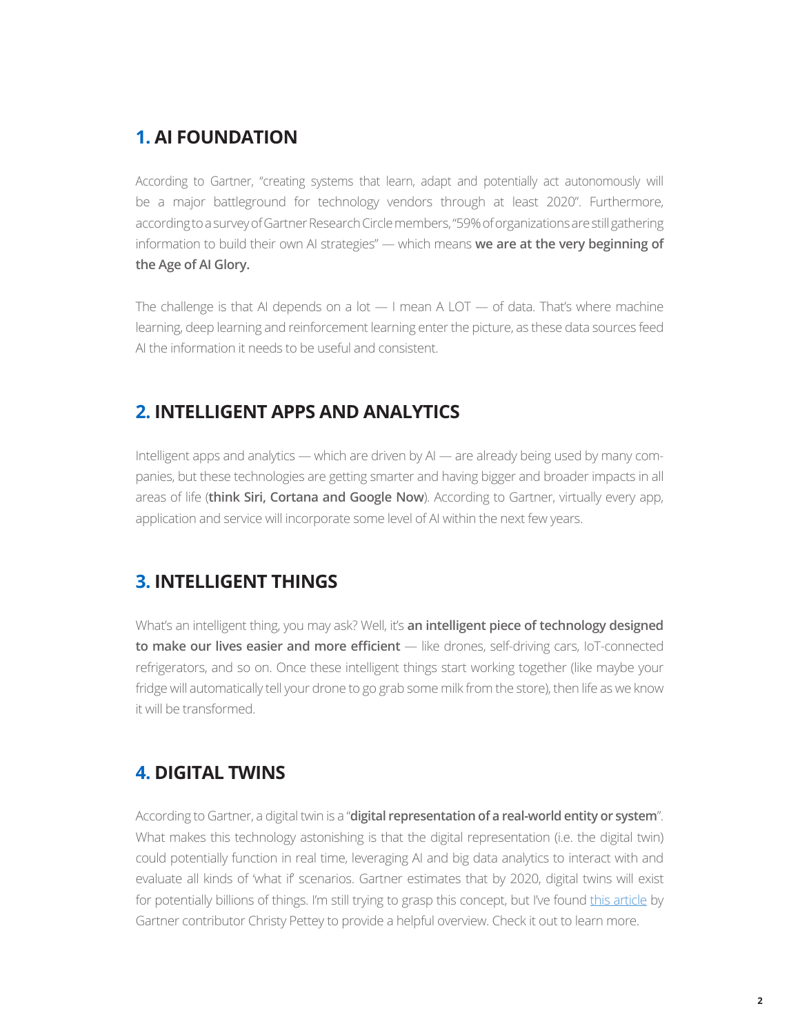## 1. AI FOUNDATION

According to Gartner, "creating systems that learn, adapt and potentially act autonomously will be a major battleground for technology vendors through at least 2020". Furthermore, according to a survey of Gartner Research Circle members, "59% of organizations are still gathering information to build their own AI strategies" — which means **we are at the very beginning of the Age of AI Glory.**

The challenge is that AI depends on a lot — I mean A LOT — of data. That's where machine learning, deep learning and reinforcement learning enter the picture, as these data sources feed AI the information it needs to be useful and consistent.

## 2. INTELLIGENT APPS AND ANALYTICS

Intelligent apps and analytics — which are driven by AI — are already being used by many companies, but these technologies are getting smarter and having bigger and broader impacts in all areas of life (**think Siri, Cortana and Google Now**). According to Gartner, virtually every app, application and service will incorporate some level of AI within the next few years.

## 3. INTELLIGENT THINGS

What's an intelligent thing, you may ask? Well, it's **an intelligent piece of technology designed to make our lives easier and more efficient** — like drones, self-driving cars, IoT-connected refrigerators, and so on. Once these intelligent things start working together (like maybe your fridge will automatically tell your drone to go grab some milk from the store), then life as we know it will be transformed.

## 4. DIGITAL TWINS

According to Gartner, a digital twin is a "**digital representation of a real-world entity or system**". What makes this technology astonishing is that the digital representation (i.e. the digital twin) could potentially function in real time, leveraging AI and big data analytics to interact with and evaluate all kinds of 'what if' scenarios. Gartner estimates that by 2020, digital twins will exist for potentially billions of things. I'm still trying to grasp this concept, but I've found this article by Gartner contributor Christy Pettey to provide a helpful overview. Check it out to learn more.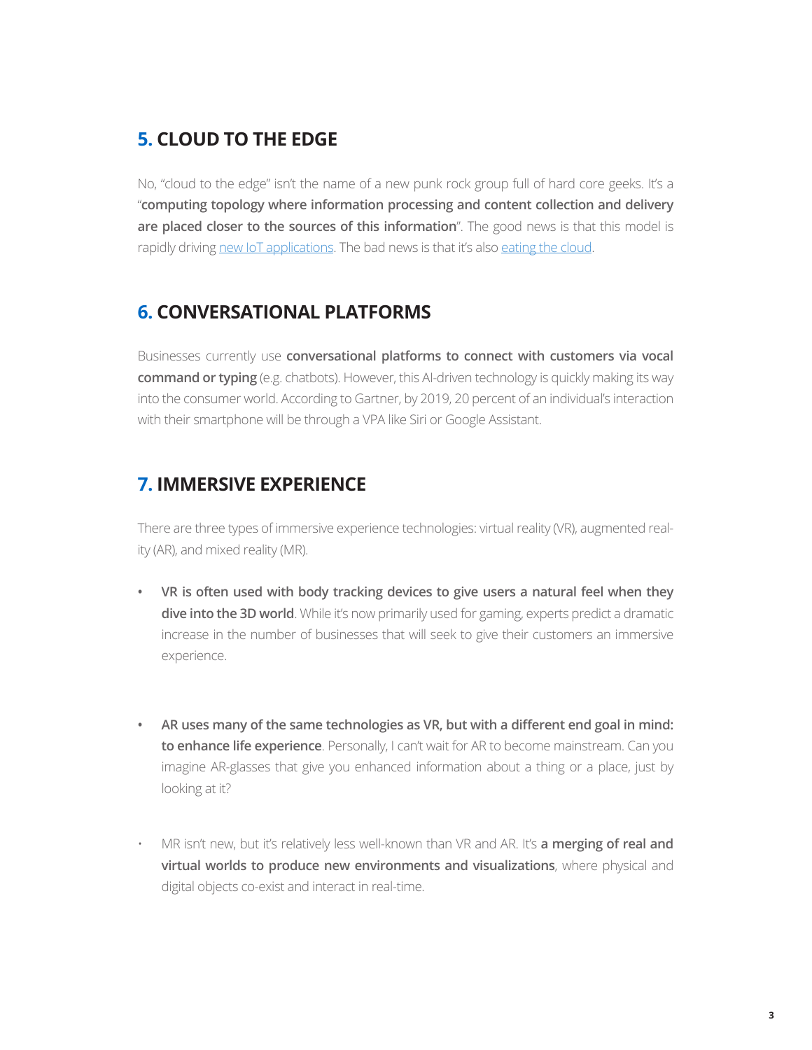## 5. CLOUD TO THE EDGE

No, "cloud to the edge" isn't the name of a new punk rock group full of hard core geeks. It's a "**computing topology where information processing and content collection and delivery are placed closer to the sources of this information**". The good news is that this model is rapidly driving [new IoT applications](). The bad news is that it's also [eating the cloud]().

## 6. CONVERSATIONAL PLATFORMS

Businesses currently use **conversational platforms to connect with customers via vocal command or typing** (e.g. chatbots). However, this AI-driven technology is quickly making its way into the consumer world. According to Gartner, by 2019, 20 percent of an individual's interaction with their smartphone will be through a VPA like Siri or Google Assistant.

## 7. IMMERSIVE EXPERIENCE

There are three types of immersive experience technologies: virtual reality (VR), augmented reality (AR), and mixed reality (MR).

- **VR is often used with body tracking devices to give users a natural feel when they dive into the 3D world**. While it's now primarily used for gaming, experts predict a dramatic increase in the number of businesses that will seek to give their customers an immersive experience.

- **AR uses many of the same technologies as VR, but with a different end goal in mind: to enhance life experience**. Personally, I can't wait for AR to become mainstream. Can you imagine AR-glasses that give you enhanced information about a thing or a place, just by looking at it?

- MR isn't new, but it's relatively less well-known than VR and AR. It's **a merging of real and virtual worlds to produce new environments and visualizations**, where physical and digital objects co-exist and interact in real-time.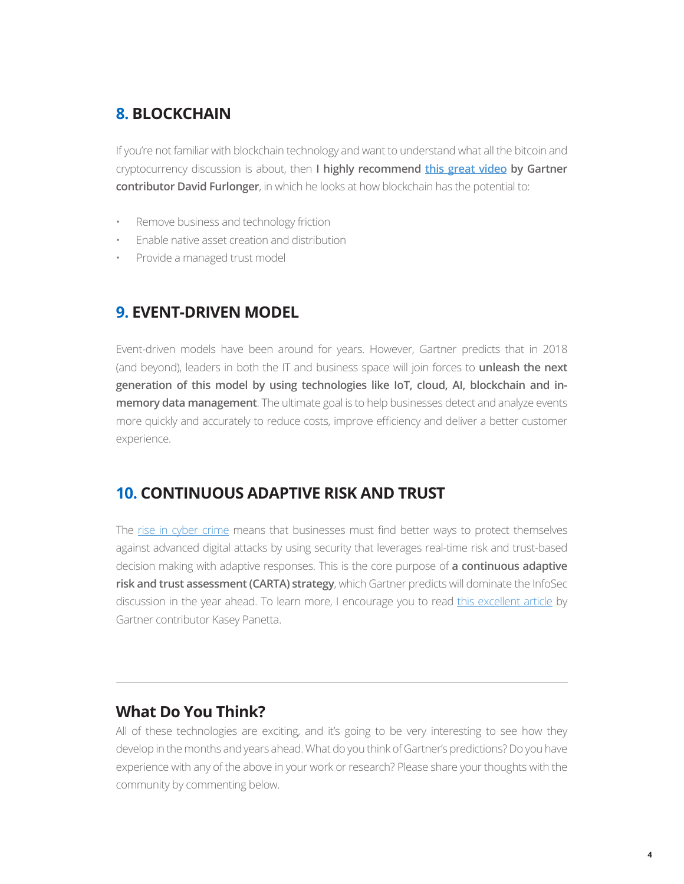## 8. BLOCKCHAIN

If you're not familiar with blockchain technology and want to understand what all the bitcoin and cryptocurrency discussion is about, then **I highly recommend this great video by Gartner contributor David Furlonger**, in which he looks at how blockchain has the potential to:

- Remove business and technology friction
- Enable native asset creation and distribution
- Provide a managed trust model

## 9. EVENT-DRIVEN MODEL

Event-driven models have been around for years. However, Gartner predicts that in 2018 (and beyond), leaders in both the IT and business space will join forces to **unleash the next generation of this model by using technologies like IoT, cloud, AI, blockchain and in-memory data management**. The ultimate goal is to help businesses detect and analyze events more quickly and accurately to reduce costs, improve efficiency and deliver a better customer experience.

## 10. CONTINUOUS ADAPTIVE RISK AND TRUST

The rise in cyber crime means that businesses must find better ways to protect themselves against advanced digital attacks by using security that leverages real-time risk and trust-based decision making with adaptive responses. This is the core purpose of **a continuous adaptive risk and trust assessment (CARTA) strategy**, which Gartner predicts will dominate the InfoSec discussion in the year ahead. To learn more, I encourage you to read this excellent article by Gartner contributor Kasey Panetta.

---

## What Do You Think?

All of these technologies are exciting, and it's going to be very interesting to see how they develop in the months and years ahead. What do you think of Gartner's predictions? Do you have experience with any of the above in your work or research? Please share your thoughts with the community by commenting below.